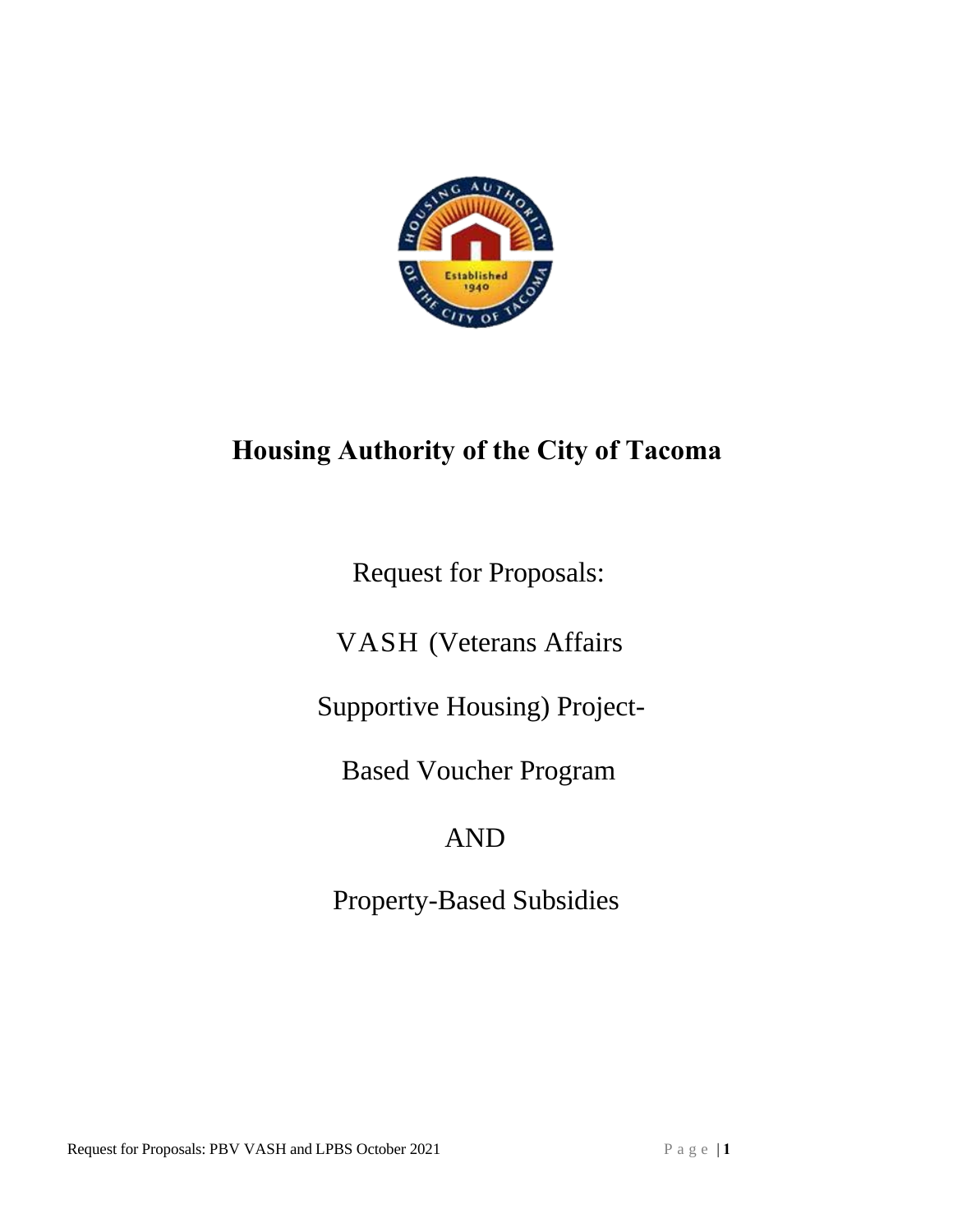# Housing Authority of the City of Tacoma

Request for Proposals:

VASH (Veterans Affairs Supportive Housing) Project-Based Voucher Program

AND

Property-Based Subsidies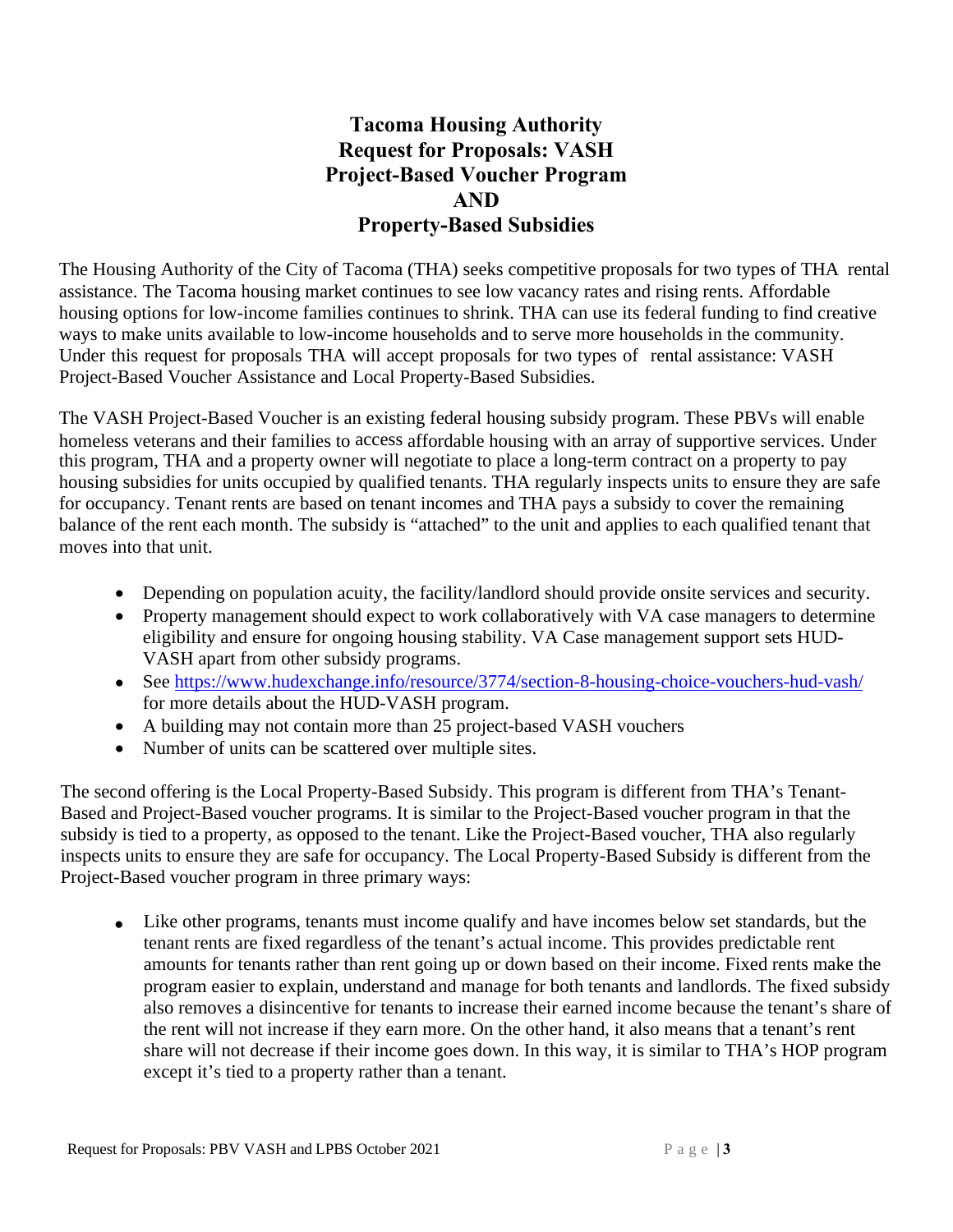# Tacoma Housing Authority
# Request for Proposals: VASH Project-Based Voucher Program AND Property-Based Subsidies

The Housing Authority of the City of Tacoma (THA) seeks competitive proposals for two types of THA rental assistance. The Tacoma housing market continues to see low vacancy rates and rising rents. Affordable housing options for low-income families continues to shrink. THA can use its federal funding to find creative ways to make units available to low-income households and to serve more households in the community. Under this request for proposals THA will accept proposals for two types of rental assistance: VASH Project-Based Voucher Assistance and Local Property-Based Subsidies.

The VASH Project-Based Voucher is an existing federal housing subsidy program. These PBVs will enable homeless veterans and their families to access affordable housing with an array of supportive services. Under this program, THA and a property owner will negotiate to place a long-term contract on a property to pay housing subsidies for units occupied by qualified tenants. THA regularly inspects units to ensure they are safe for occupancy. Tenant rents are based on tenant incomes and THA pays a subsidy to cover the remaining balance of the rent each month. The subsidy is "attached" to the unit and applies to each qualified tenant that moves into that unit.

- Depending on population acuity, the facility/landlord should provide onsite services and security.
- Property management should expect to work collaboratively with VA case managers to determine eligibility and ensure for ongoing housing stability. VA Case management support sets HUD-VASH apart from other subsidy programs.
- See [https://www.hudexchange.info/resource/3774/section-8-housing-choice-vouchers-hud-vash/](https://www.hudexchange.info/resource/3774/section-8-housing-choice-vouchers-hud-vash/) for more details about the HUD-VASH program.
- A building may not contain more than 25 project-based VASH vouchers
- Number of units can be scattered over multiple sites.

The second offering is the Local Property-Based Subsidy. This program is different from THA's Tenant-Based and Project-Based voucher programs. It is similar to the Project-Based voucher program in that the subsidy is tied to a property, as opposed to the tenant. Like the Project-Based voucher, THA also regularly inspects units to ensure they are safe for occupancy. The Local Property-Based Subsidy is different from the Project-Based voucher program in three primary ways:

- Like other programs, tenants must income qualify and have incomes below set standards, but the tenant rents are fixed regardless of the tenant's actual income. This provides predictable rent amounts for tenants rather than rent going up or down based on their income. Fixed rents make the program easier to explain, understand and manage for both tenants and landlords. The fixed subsidy also removes a disincentive for tenants to increase their earned income because the tenant's share of the rent will not increase if they earn more. On the other hand, it also means that a tenant's rent share will not decrease if their income goes down. In this way, it is similar to THA's HOP program except it's tied to a property rather than a tenant.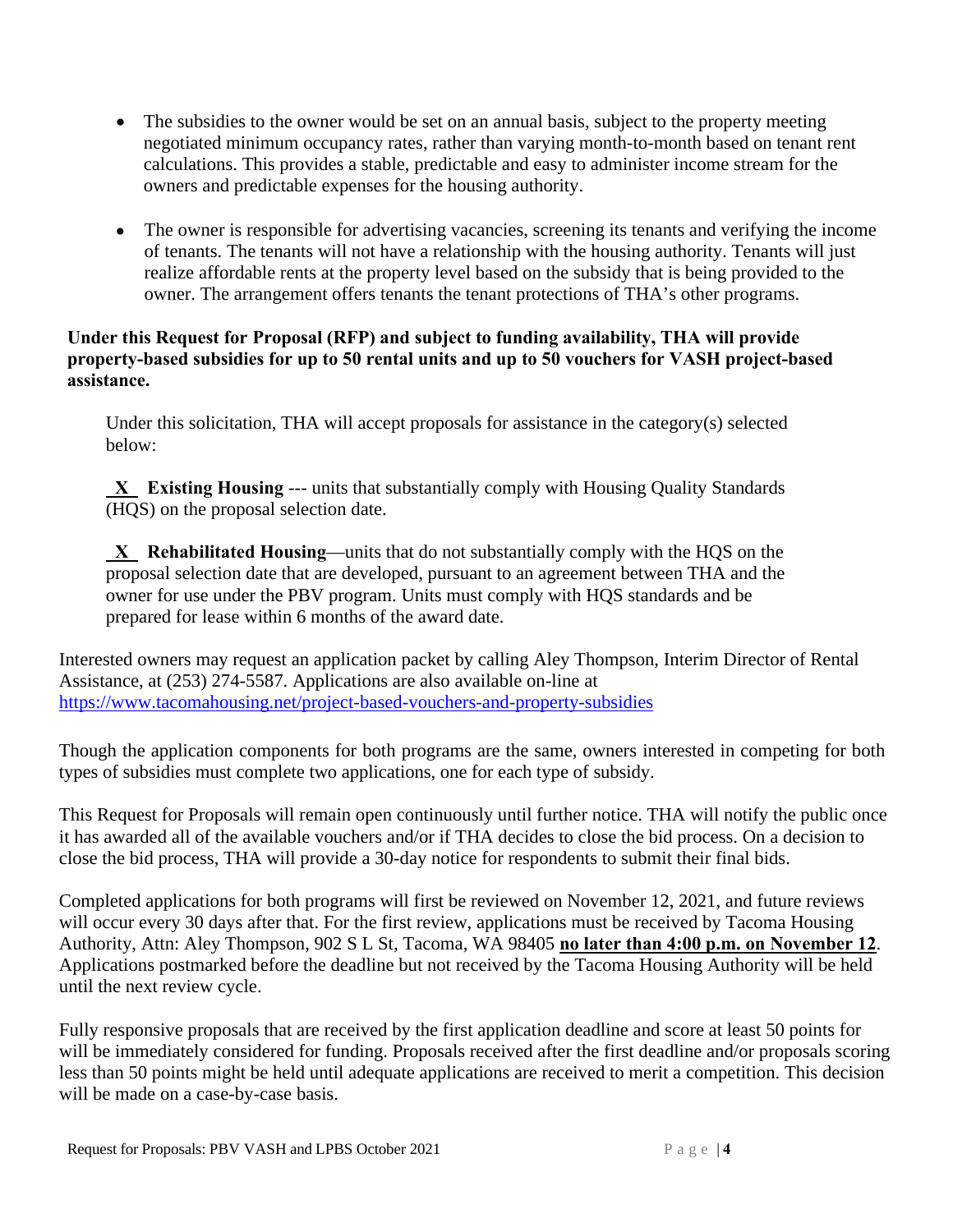- The subsidies to the owner would be set on an annual basis, subject to the property meeting negotiated minimum occupancy rates, rather than varying month-to-month based on tenant rent calculations. This provides a stable, predictable and easy to administer income stream for the owners and predictable expenses for the housing authority.

- The owner is responsible for advertising vacancies, screening its tenants and verifying the income of tenants. The tenants will not have a relationship with the housing authority. Tenants will just realize affordable rents at the property level based on the subsidy that is being provided to the owner. The arrangement offers tenants the tenant protections of THA's other programs.

**Under this Request for Proposal (RFP) and subject to funding availability, THA will provide property-based subsidies for up to 50 rental units and up to 50 vouchers for VASH project-based assistance.**

Under this solicitation, THA will accept proposals for assistance in the category(s) selected below:

__X__ **Existing Housing** --- units that substantially comply with Housing Quality Standards (HQS) on the proposal selection date.

__X__ **Rehabilitated Housing**—units that do not substantially comply with the HQS on the proposal selection date that are developed, pursuant to an agreement between THA and the owner for use under the PBV program. Units must comply with HQS standards and be prepared for lease within 6 months of the award date.

Interested owners may request an application packet by calling Aley Thompson, Interim Director of Rental Assistance, at (253) 274-5587. Applications are also available on-line at https://www.tacomahousing.net/project-based-vouchers-and-property-subsidies

Though the application components for both programs are the same, owners interested in competing for both types of subsidies must complete two applications, one for each type of subsidy.

This Request for Proposals will remain open continuously until further notice. THA will notify the public once it has awarded all of the available vouchers and/or if THA decides to close the bid process. On a decision to close the bid process, THA will provide a 30-day notice for respondents to submit their final bids.

Completed applications for both programs will first be reviewed on November 12, 2021, and future reviews will occur every 30 days after that. For the first review, applications must be received by Tacoma Housing Authority, Attn: Aley Thompson, 902 S L St, Tacoma, WA 98405 **no later than 4:00 p.m. on November 12**. Applications postmarked before the deadline but not received by the Tacoma Housing Authority will be held until the next review cycle.

Fully responsive proposals that are received by the first application deadline and score at least 50 points for will be immediately considered for funding. Proposals received after the first deadline and/or proposals scoring less than 50 points might be held until adequate applications are received to merit a competition. This decision will be made on a case-by-case basis.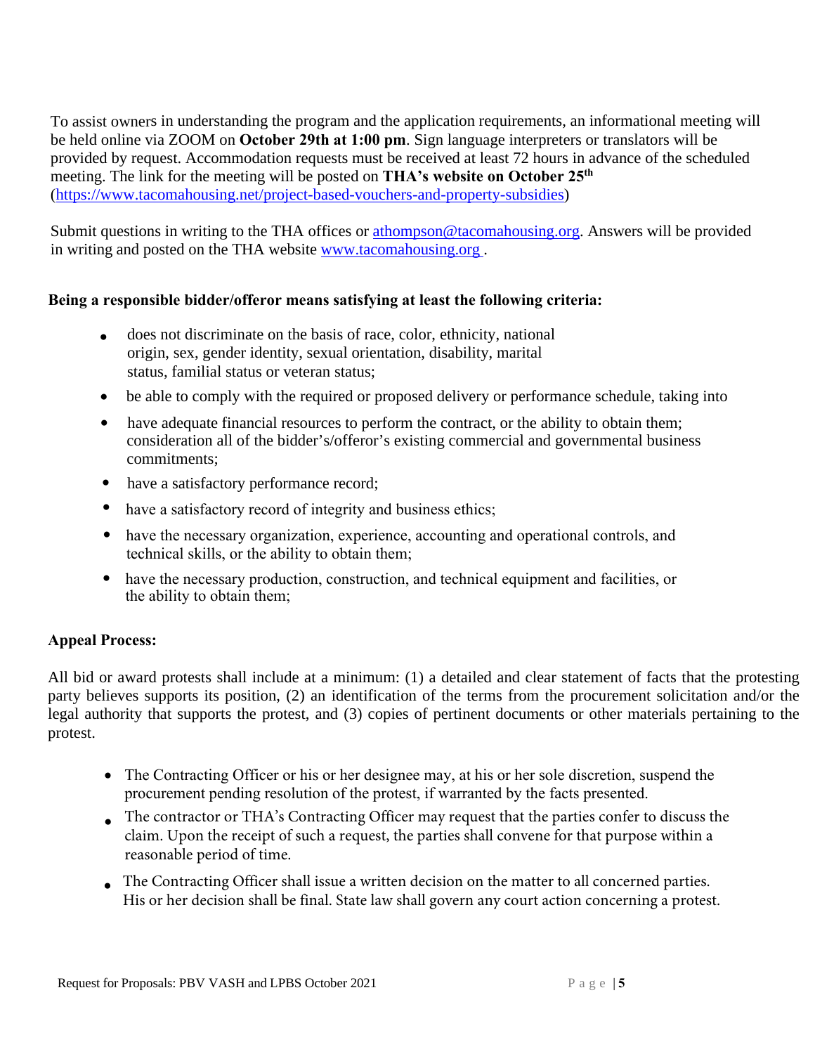To assist owners in understanding the program and the application requirements, an informational meeting will be held online via ZOOM on **October 29th at 1:00 pm**. Sign language interpreters or translators will be provided by request. Accommodation requests must be received at least 72 hours in advance of the scheduled meeting. The link for the meeting will be posted on **THA's website on October 25th** (https://www.tacomahousing.net/project-based-vouchers-and-property-subsidies)

Submit questions in writing to the THA offices or athompson@tacomahousing.org. Answers will be provided in writing and posted on the THA website www.tacomahousing.org .

**Being a responsible bidder/offeror means satisfying at least the following criteria:**

- does not discriminate on the basis of race, color, ethnicity, national origin, sex, gender identity, sexual orientation, disability, marital status, familial status or veteran status;
- be able to comply with the required or proposed delivery or performance schedule, taking into
- have adequate financial resources to perform the contract, or the ability to obtain them; consideration all of the bidder's/offeror's existing commercial and governmental business commitments;
- have a satisfactory performance record;
- have a satisfactory record of integrity and business ethics;
- have the necessary organization, experience, accounting and operational controls, and technical skills, or the ability to obtain them;
- have the necessary production, construction, and technical equipment and facilities, or the ability to obtain them;

**Appeal Process:**

All bid or award protests shall include at a minimum: (1) a detailed and clear statement of facts that the protesting party believes supports its position, (2) an identification of the terms from the procurement solicitation and/or the legal authority that supports the protest, and (3) copies of pertinent documents or other materials pertaining to the protest.

- The Contracting Officer or his or her designee may, at his or her sole discretion, suspend the procurement pending resolution of the protest, if warranted by the facts presented.
- The contractor or THA's Contracting Officer may request that the parties confer to discuss the claim. Upon the receipt of such a request, the parties shall convene for that purpose within a reasonable period of time.
- The Contracting Officer shall issue a written decision on the matter to all concerned parties. His or her decision shall be final. State law shall govern any court action concerning a protest.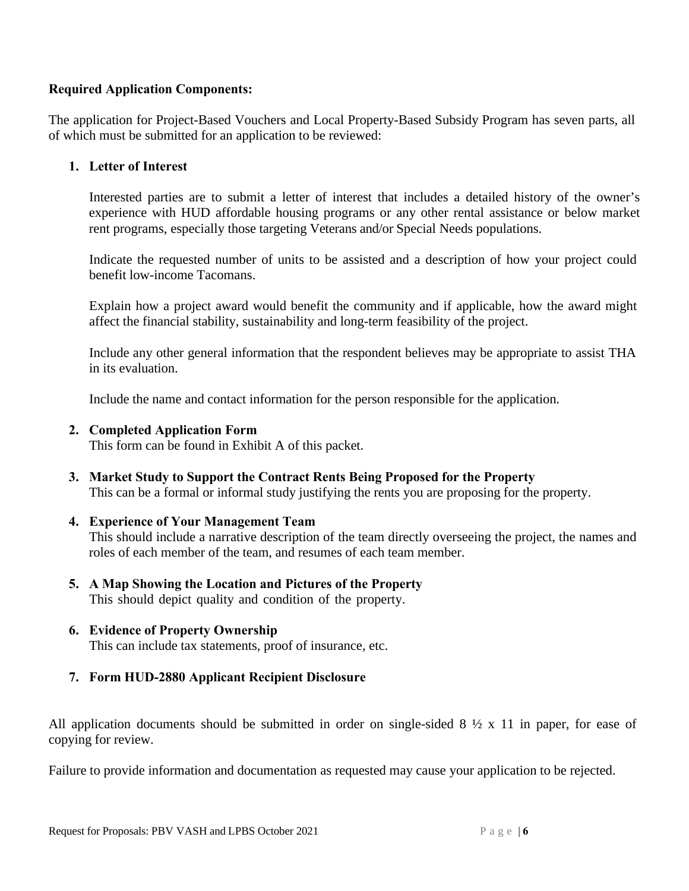**Required Application Components:**

The application for Project-Based Vouchers and Local Property-Based Subsidy Program has seven parts, all of which must be submitted for an application to be reviewed:

1. **Letter of Interest**

   Interested parties are to submit a letter of interest that includes a detailed history of the owner's experience with HUD affordable housing programs or any other rental assistance or below market rent programs, especially those targeting Veterans and/or Special Needs populations.

   Indicate the requested number of units to be assisted and a description of how your project could benefit low-income Tacomans.

   Explain how a project award would benefit the community and if applicable, how the award might affect the financial stability, sustainability and long-term feasibility of the project.

   Include any other general information that the respondent believes may be appropriate to assist THA in its evaluation.

   Include the name and contact information for the person responsible for the application.

2. **Completed Application Form**
   This form can be found in Exhibit A of this packet.

3. **Market Study to Support the Contract Rents Being Proposed for the Property**
   This can be a formal or informal study justifying the rents you are proposing for the property.

4. **Experience of Your Management Team**
   This should include a narrative description of the team directly overseeing the project, the names and roles of each member of the team, and resumes of each team member.

5. **A Map Showing the Location and Pictures of the Property**
   This should depict quality and condition of the property.

6. **Evidence of Property Ownership**
   This can include tax statements, proof of insurance, etc.

7. **Form HUD-2880 Applicant Recipient Disclosure**

All application documents should be submitted in order on single-sided 8 ½ x 11 in paper, for ease of copying for review.

Failure to provide information and documentation as requested may cause your application to be rejected.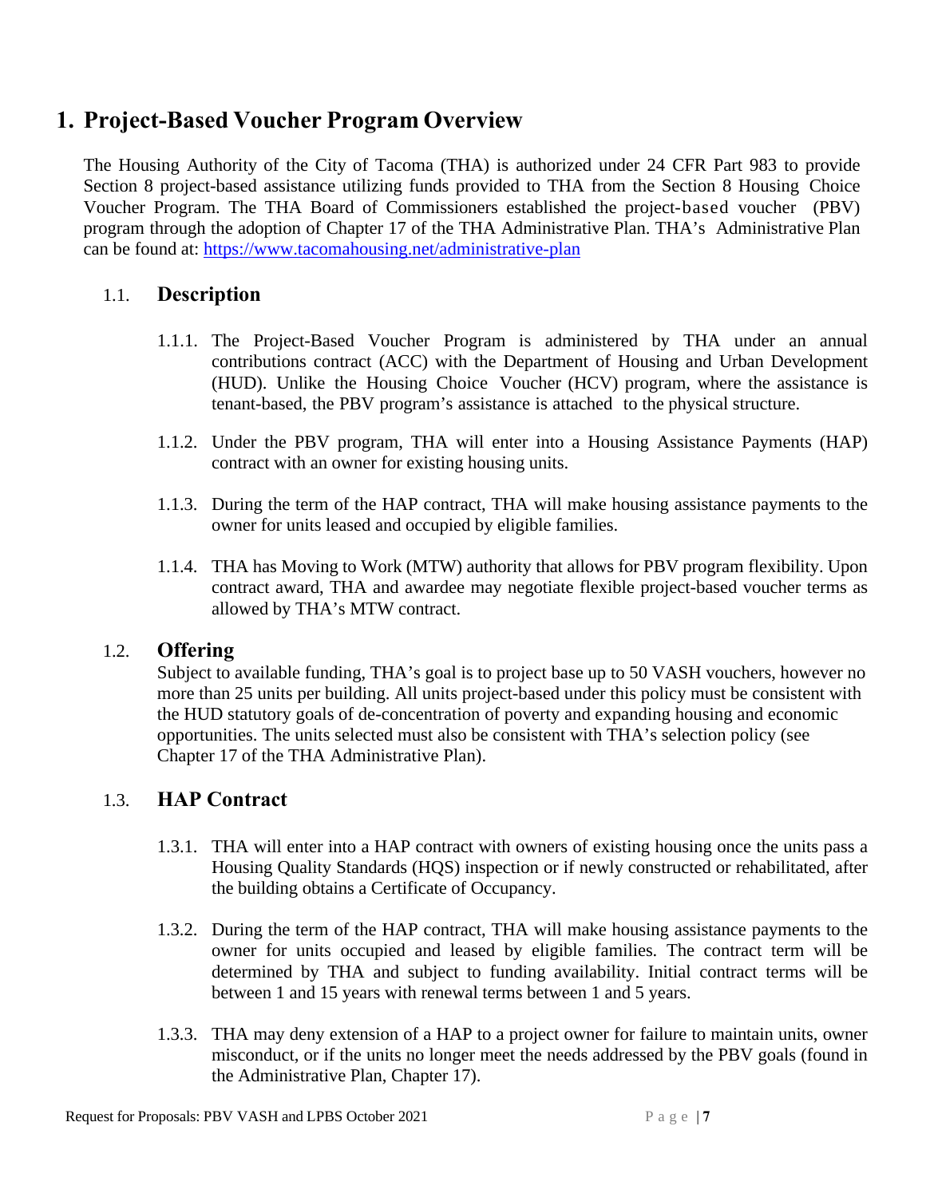# 1. Project-Based Voucher Program Overview

The Housing Authority of the City of Tacoma (THA) is authorized under 24 CFR Part 983 to provide Section 8 project-based assistance utilizing funds provided to THA from the Section 8 Housing Choice Voucher Program. The THA Board of Commissioners established the project-based voucher (PBV) program through the adoption of Chapter 17 of the THA Administrative Plan. THA's Administrative Plan can be found at: https://www.tacomahousing.net/administrative-plan

## 1.1. Description

1.1.1. The Project-Based Voucher Program is administered by THA under an annual contributions contract (ACC) with the Department of Housing and Urban Development (HUD). Unlike the Housing Choice Voucher (HCV) program, where the assistance is tenant-based, the PBV program's assistance is attached to the physical structure.

1.1.2. Under the PBV program, THA will enter into a Housing Assistance Payments (HAP) contract with an owner for existing housing units.

1.1.3. During the term of the HAP contract, THA will make housing assistance payments to the owner for units leased and occupied by eligible families.

1.1.4. THA has Moving to Work (MTW) authority that allows for PBV program flexibility. Upon contract award, THA and awardee may negotiate flexible project-based voucher terms as allowed by THA's MTW contract.

## 1.2. Offering

Subject to available funding, THA's goal is to project base up to 50 VASH vouchers, however no more than 25 units per building. All units project-based under this policy must be consistent with the HUD statutory goals of de-concentration of poverty and expanding housing and economic opportunities. The units selected must also be consistent with THA's selection policy (see Chapter 17 of the THA Administrative Plan).

## 1.3. HAP Contract

1.3.1. THA will enter into a HAP contract with owners of existing housing once the units pass a Housing Quality Standards (HQS) inspection or if newly constructed or rehabilitated, after the building obtains a Certificate of Occupancy.

1.3.2. During the term of the HAP contract, THA will make housing assistance payments to the owner for units occupied and leased by eligible families. The contract term will be determined by THA and subject to funding availability. Initial contract terms will be between 1 and 15 years with renewal terms between 1 and 5 years.

1.3.3. THA may deny extension of a HAP to a project owner for failure to maintain units, owner misconduct, or if the units no longer meet the needs addressed by the PBV goals (found in the Administrative Plan, Chapter 17).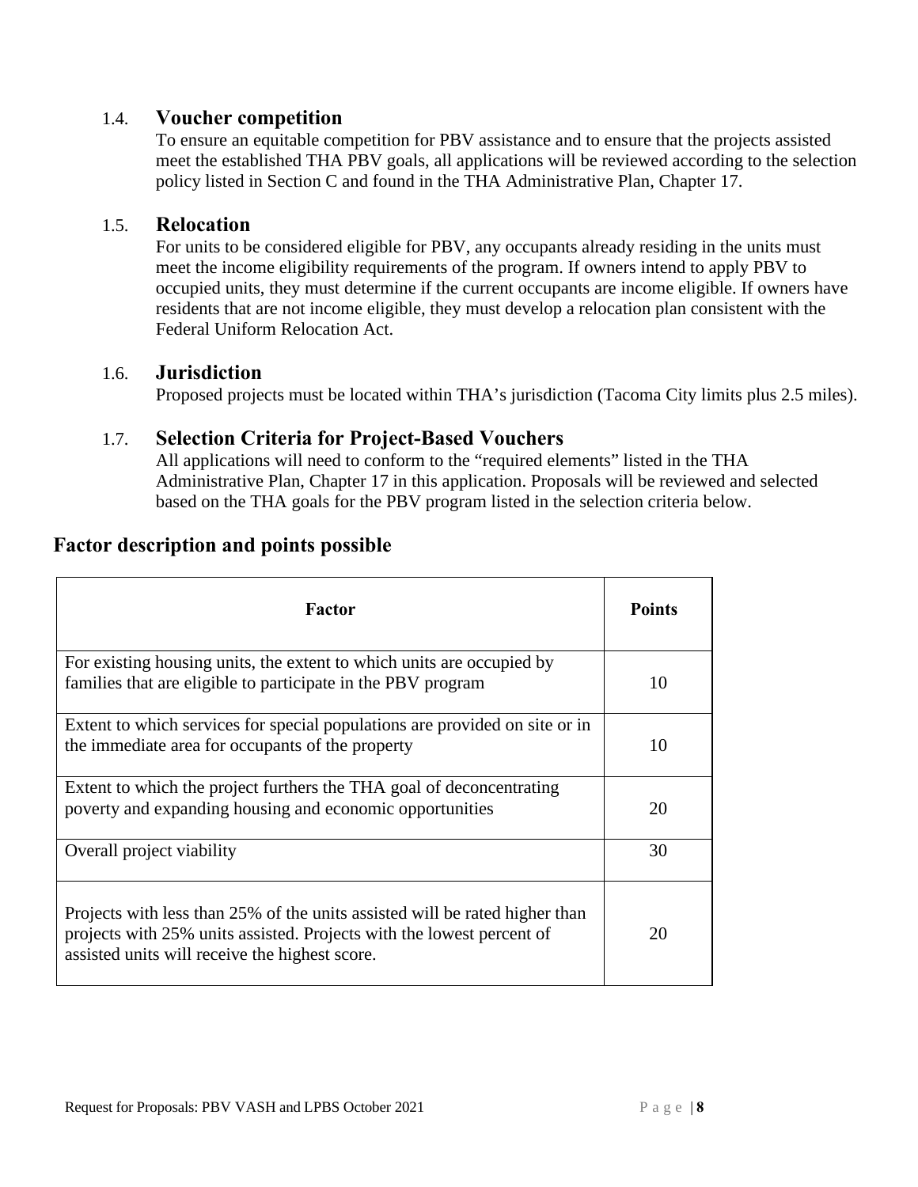### 1.4. Voucher competition

To ensure an equitable competition for PBV assistance and to ensure that the projects assisted meet the established THA PBV goals, all applications will be reviewed according to the selection policy listed in Section C and found in the THA Administrative Plan, Chapter 17.

### 1.5. Relocation

For units to be considered eligible for PBV, any occupants already residing in the units must meet the income eligibility requirements of the program. If owners intend to apply PBV to occupied units, they must determine if the current occupants are income eligible. If owners have residents that are not income eligible, they must develop a relocation plan consistent with the Federal Uniform Relocation Act.

### 1.6. Jurisdiction

Proposed projects must be located within THA's jurisdiction (Tacoma City limits plus 2.5 miles).

### 1.7. Selection Criteria for Project-Based Vouchers

All applications will need to conform to the "required elements" listed in the THA Administrative Plan, Chapter 17 in this application. Proposals will be reviewed and selected based on the THA goals for the PBV program listed in the selection criteria below.

## Factor description and points possible

| Factor | Points |
|---|---|
| For existing housing units, the extent to which units are occupied by families that are eligible to participate in the PBV program | 10 |
| Extent to which services for special populations are provided on site or in the immediate area for occupants of the property | 10 |
| Extent to which the project furthers the THA goal of deconcentrating poverty and expanding housing and economic opportunities | 20 |
| Overall project viability | 30 |
| Projects with less than 25% of the units assisted will be rated higher than projects with 25% units assisted. Projects with the lowest percent of assisted units will receive the highest score. | 20 |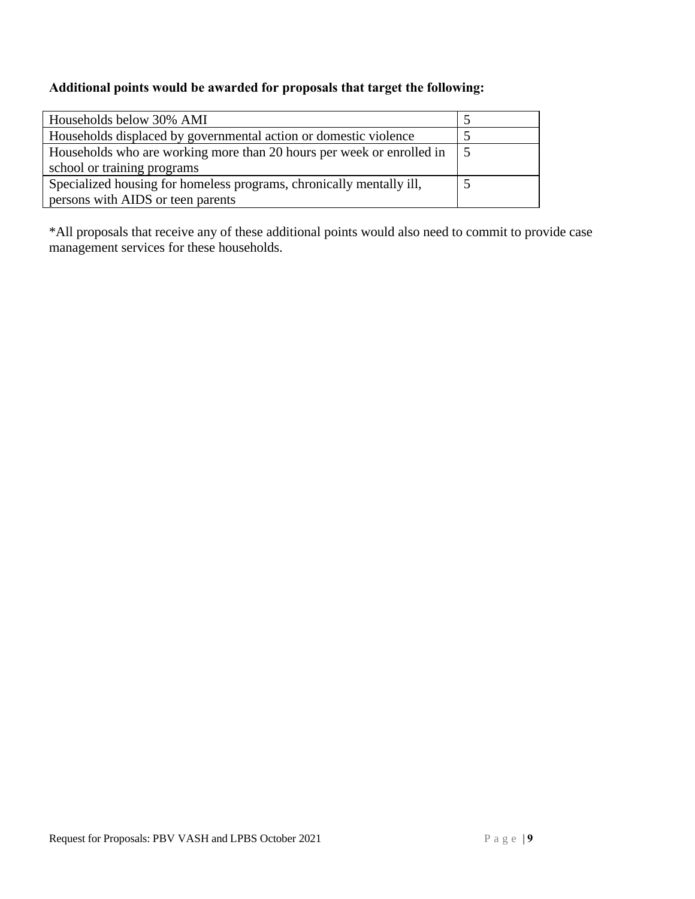**Additional points would be awarded for proposals that target the following:**

| | |
|---|---|
| Households below 30% AMI | 5 |
| Households displaced by governmental action or domestic violence | 5 |
| Households who are working more than 20 hours per week or enrolled in school or training programs | 5 |
| Specialized housing for homeless programs, chronically mentally ill, persons with AIDS or teen parents | 5 |

*All proposals that receive any of these additional points would also need to commit to provide case management services for these households.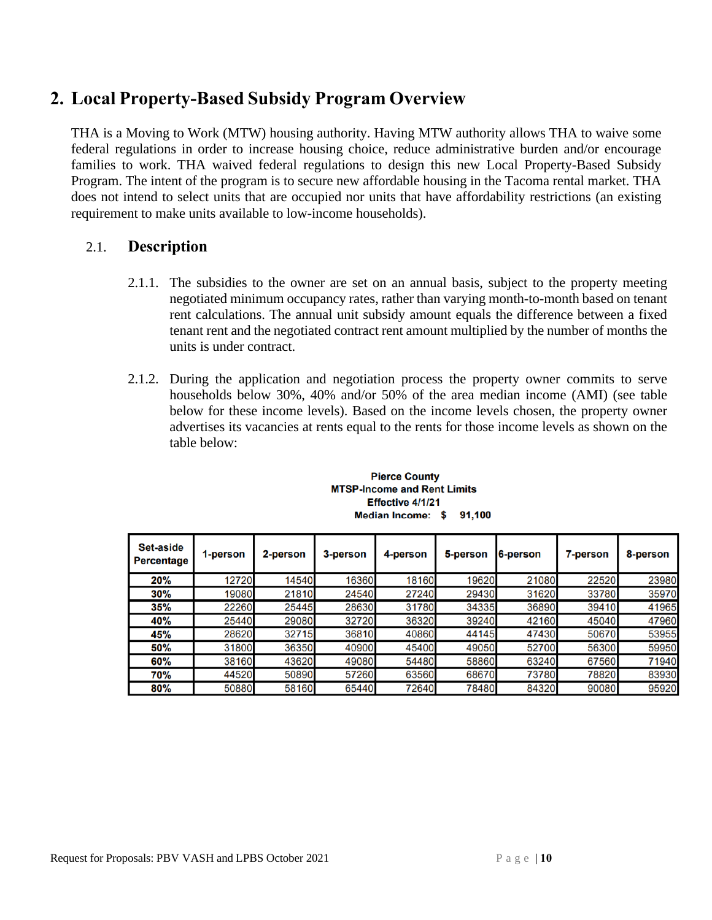## 2. Local Property-Based Subsidy Program Overview

THA is a Moving to Work (MTW) housing authority. Having MTW authority allows THA to waive some federal regulations in order to increase housing choice, reduce administrative burden and/or encourage families to work. THA waived federal regulations to design this new Local Property-Based Subsidy Program. The intent of the program is to secure new affordable housing in the Tacoma rental market. THA does not intend to select units that are occupied nor units that have affordability restrictions (an existing requirement to make units available to low-income households).

### 2.1. Description

2.1.1. The subsidies to the owner are set on an annual basis, subject to the property meeting negotiated minimum occupancy rates, rather than varying month-to-month based on tenant rent calculations. The annual unit subsidy amount equals the difference between a fixed tenant rent and the negotiated contract rent amount multiplied by the number of months the units is under contract.

2.1.2. During the application and negotiation process the property owner commits to serve households below 30%, 40% and/or 50% of the area median income (AMI) (see table below for these income levels). Based on the income levels chosen, the property owner advertises its vacancies at rents equal to the rents for those income levels as shown on the table below:

**Pierce County**
**MTSP-Income and Rent Limits**
**Effective 4/1/21**
**Median Income: $ 91,100**

| Set-aside Percentage | 1-person | 2-person | 3-person | 4-person | 5-person | 6-person | 7-person | 8-person |
|---|---|---|---|---|---|---|---|---|
| 20% | 12720 | 14540 | 16360 | 18160 | 19620 | 21080 | 22520 | 23980 |
| 30% | 19080 | 21810 | 24540 | 27240 | 29430 | 31620 | 33780 | 35970 |
| 35% | 22260 | 25445 | 28630 | 31780 | 34335 | 36890 | 39410 | 41965 |
| 40% | 25440 | 29080 | 32720 | 36320 | 39240 | 42160 | 45040 | 47960 |
| 45% | 28620 | 32715 | 36810 | 40860 | 44145 | 47430 | 50670 | 53955 |
| 50% | 31800 | 36350 | 40900 | 45400 | 49050 | 52700 | 56300 | 59950 |
| 60% | 38160 | 43620 | 49080 | 54480 | 58860 | 63240 | 67560 | 71940 |
| 70% | 44520 | 50890 | 57260 | 63560 | 68670 | 73780 | 78820 | 83930 |
| 80% | 50880 | 58160 | 65440 | 72640 | 78480 | 84320 | 90080 | 95920 |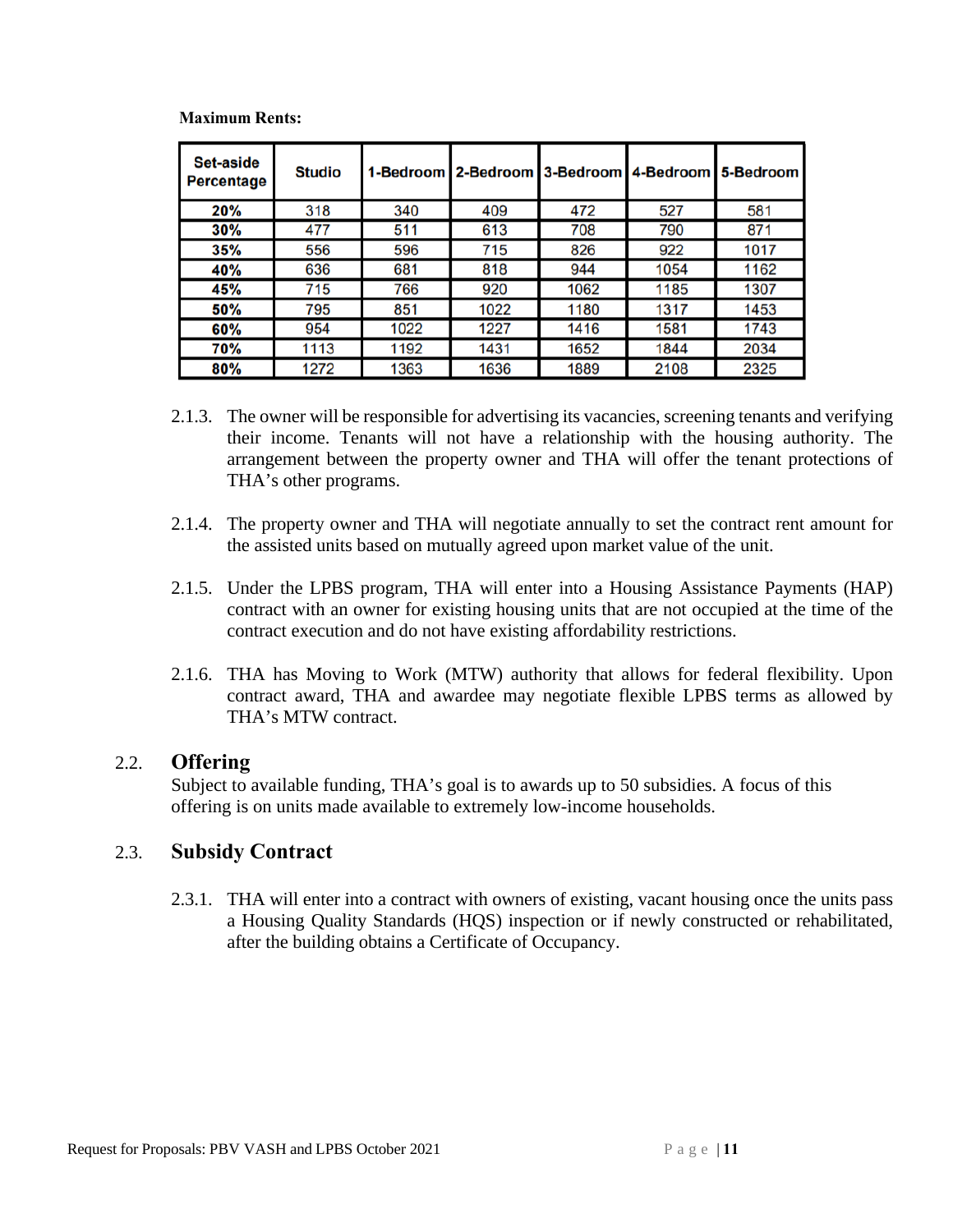**Maximum Rents:**

| Set-aside Percentage | Studio | 1-Bedroom | 2-Bedroom | 3-Bedroom | 4-Bedroom | 5-Bedroom |
|---|---|---|---|---|---|---|
| **20%** | 318 | 340 | 409 | 472 | 527 | 581 |
| **30%** | 477 | 511 | 613 | 708 | 790 | 871 |
| **35%** | 556 | 596 | 715 | 826 | 922 | 1017 |
| **40%** | 636 | 681 | 818 | 944 | 1054 | 1162 |
| **45%** | 715 | 766 | 920 | 1062 | 1185 | 1307 |
| **50%** | 795 | 851 | 1022 | 1180 | 1317 | 1453 |
| **60%** | 954 | 1022 | 1227 | 1416 | 1581 | 1743 |
| **70%** | 1113 | 1192 | 1431 | 1652 | 1844 | 2034 |
| **80%** | 1272 | 1363 | 1636 | 1889 | 2108 | 2325 |

2.1.3. The owner will be responsible for advertising its vacancies, screening tenants and verifying their income. Tenants will not have a relationship with the housing authority. The arrangement between the property owner and THA will offer the tenant protections of THA's other programs.

2.1.4. The property owner and THA will negotiate annually to set the contract rent amount for the assisted units based on mutually agreed upon market value of the unit.

2.1.5. Under the LPBS program, THA will enter into a Housing Assistance Payments (HAP) contract with an owner for existing housing units that are not occupied at the time of the contract execution and do not have existing affordability restrictions.

2.1.6. THA has Moving to Work (MTW) authority that allows for federal flexibility. Upon contract award, THA and awardee may negotiate flexible LPBS terms as allowed by THA's MTW contract.

## 2.2. Offering

Subject to available funding, THA's goal is to awards up to 50 subsidies. A focus of this offering is on units made available to extremely low-income households.

## 2.3. Subsidy Contract

2.3.1. THA will enter into a contract with owners of existing, vacant housing once the units pass a Housing Quality Standards (HQS) inspection or if newly constructed or rehabilitated, after the building obtains a Certificate of Occupancy.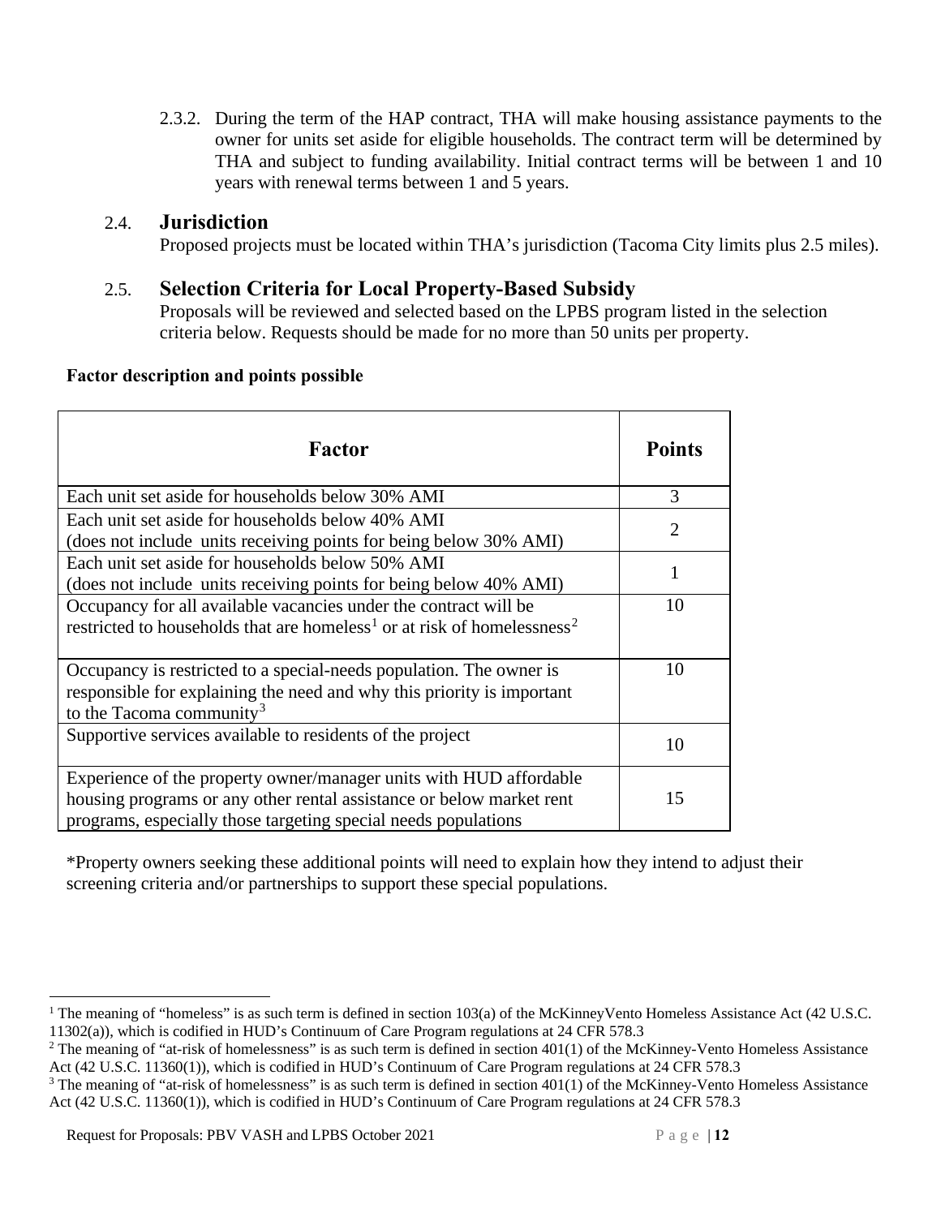2.3.2. During the term of the HAP contract, THA will make housing assistance payments to the owner for units set aside for eligible households. The contract term will be determined by THA and subject to funding availability. Initial contract terms will be between 1 and 10 years with renewal terms between 1 and 5 years.

## 2.4. Jurisdiction

Proposed projects must be located within THA's jurisdiction (Tacoma City limits plus 2.5 miles).

## 2.5. Selection Criteria for Local Property-Based Subsidy

Proposals will be reviewed and selected based on the LPBS program listed in the selection criteria below. Requests should be made for no more than 50 units per property.

**Factor description and points possible**

| Factor | Points |
|---|---|
| Each unit set aside for households below 30% AMI | 3 |
| Each unit set aside for households below 40% AMI (does not include units receiving points for being below 30% AMI) | 2 |
| Each unit set aside for households below 50% AMI (does not include units receiving points for being below 40% AMI) | 1 |
| Occupancy for all available vacancies under the contract will be restricted to households that are homeless[1] or at risk of homelessness[2] | 10 |
| Occupancy is restricted to a special-needs population. The owner is responsible for explaining the need and why this priority is important to the Tacoma community[3] | 10 |
| Supportive services available to residents of the project | 10 |
| Experience of the property owner/manager units with HUD affordable housing programs or any other rental assistance or below market rent programs, especially those targeting special needs populations | 15 |

*Property owners seeking these additional points will need to explain how they intend to adjust their screening criteria and/or partnerships to support these special populations.

---

[1] The meaning of "homeless" is as such term is defined in section 103(a) of the McKinneyVento Homeless Assistance Act (42 U.S.C. 11302(a)), which is codified in HUD's Continuum of Care Program regulations at 24 CFR 578.3

[2] The meaning of "at-risk of homelessness" is as such term is defined in section 401(1) of the McKinney-Vento Homeless Assistance Act (42 U.S.C. 11360(1)), which is codified in HUD's Continuum of Care Program regulations at 24 CFR 578.3

[3] The meaning of "at-risk of homelessness" is as such term is defined in section 401(1) of the McKinney-Vento Homeless Assistance Act (42 U.S.C. 11360(1)), which is codified in HUD's Continuum of Care Program regulations at 24 CFR 578.3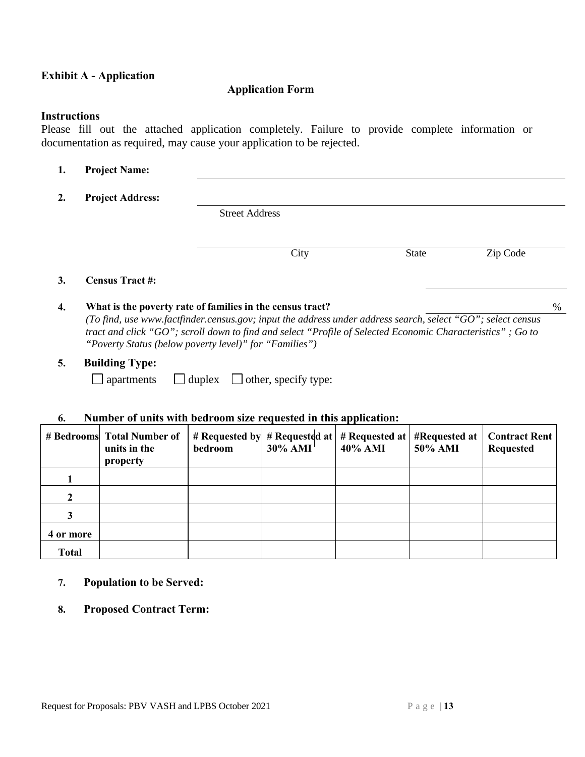**Exhibit A - Application**

**Application Form**

**Instructions**

Please fill out the attached application completely. Failure to provide complete information or documentation as required, may cause your application to be rejected.

1. **Project Name:** ______________________________

2. **Project Address:** ______________________________
   Street Address
   ______________________________
   City State Zip Code

3. **Census Tract #:** ______________

4. **What is the poverty rate of families in the census tract?** ______________ %
   *(To find, use www.factfinder.census.gov; input the address under address search, select "GO"; select census tract and click "GO"; scroll down to find and select "Profile of Selected Economic Characteristics" ; Go to "Poverty Status (below poverty level)" for "Families")*

5. **Building Type:**
   ☐ apartments ☐ duplex ☐ other, specify type:

6. **Number of units with bedroom size requested in this application:**

| # Bedrooms | Total Number of units in the property | # Requested by bedroom | # Requested at 30% AMI | # Requested at 40% AMI | #Requested at 50% AMI | Contract Rent Requested |
|---|---|---|---|---|---|---|
| 1 | | | | | | |
| 2 | | | | | | |
| 3 | | | | | | |
| 4 or more | | | | | | |
| Total | | | | | | |

7. **Population to be Served:**

8. **Proposed Contract Term:**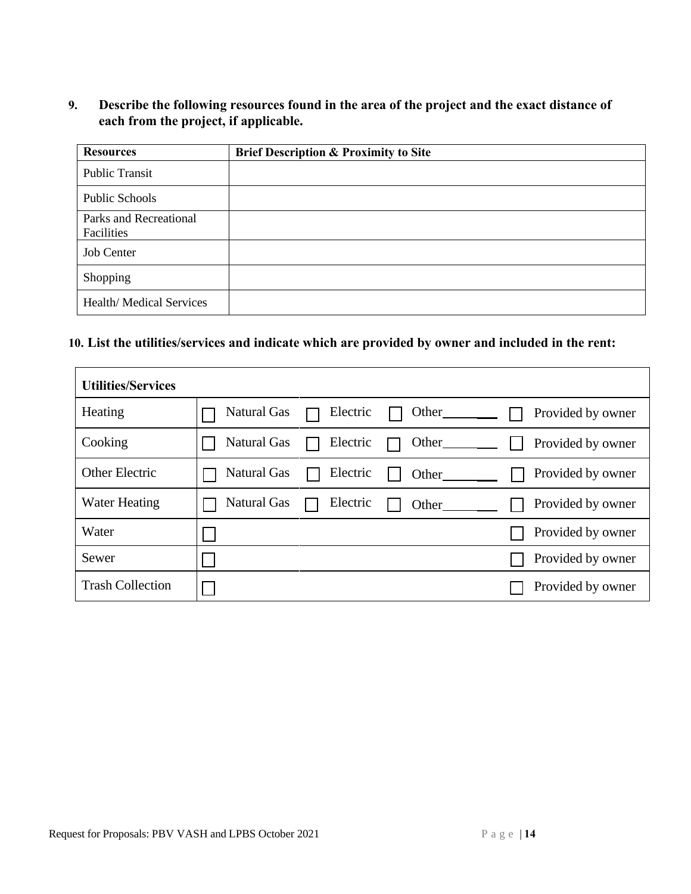**9. Describe the following resources found in the area of the project and the exact distance of each from the project, if applicable.**

| Resources | Brief Description & Proximity to Site |
|---|---|
| Public Transit | |
| Public Schools | |
| Parks and Recreational Facilities | |
| Job Center | |
| Shopping | |
| Health/ Medical Services | |

**10. List the utilities/services and indicate which are provided by owner and included in the rent:**

| Utilities/Services | | | | |
|---|---|---|---|---|
| Heating | ☐ Natural Gas | ☐ Electric | ☐ Other________ | ☐ Provided by owner |
| Cooking | ☐ Natural Gas | ☐ Electric | ☐ Other________ | ☐ Provided by owner |
| Other Electric | ☐ Natural Gas | ☐ Electric | ☐ Other________ | ☐ Provided by owner |
| Water Heating | ☐ Natural Gas | ☐ Electric | ☐ Other________ | ☐ Provided by owner |
| Water | ☐ | | | ☐ Provided by owner |
| Sewer | ☐ | | | ☐ Provided by owner |
| Trash Collection | ☐ | | | ☐ Provided by owner |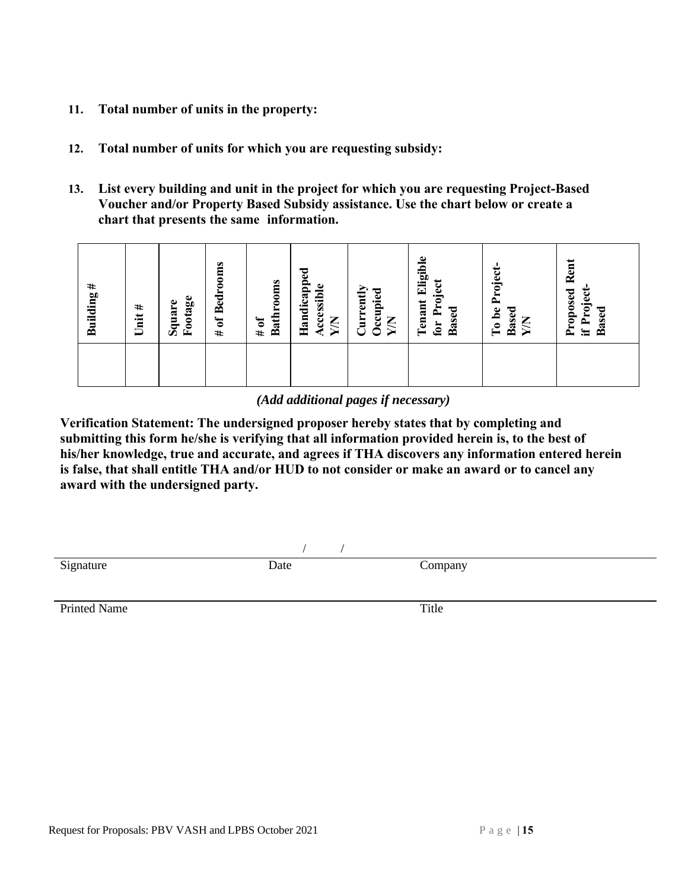11. **Total number of units in the property:**

12. **Total number of units for which you are requesting subsidy:**

13. **List every building and unit in the project for which you are requesting Project-Based Voucher and/or Property Based Subsidy assistance. Use the chart below or create a chart that presents the same information.**

| Building # | Unit # | Square Footage | # of Bedrooms | # of Bathrooms | Handicapped Accessible Y/N | Currently Occupied Y/N | Tenant Eligible for Project Based | To be Project-Based Y/N | Proposed Rent if Project-Based |
|---|---|---|---|---|---|---|---|---|---|
| | | | | | | | | | |

*(Add additional pages if necessary)*

**Verification Statement: The undersigned proposer hereby states that by completing and submitting this form he/she is verifying that all information provided herein is, to the best of his/her knowledge, true and accurate, and agrees if THA discovers any information entered herein is false, that shall entitle THA and/or HUD to not consider or make an award or to cancel any award with the undersigned party.**

______________________ &nbsp;&nbsp; ____/____/____ &nbsp;&nbsp; ______________________

Signature &nbsp;&nbsp; Date &nbsp;&nbsp; Company

______________________ &nbsp;&nbsp; ______________________

Printed Name &nbsp;&nbsp; Title